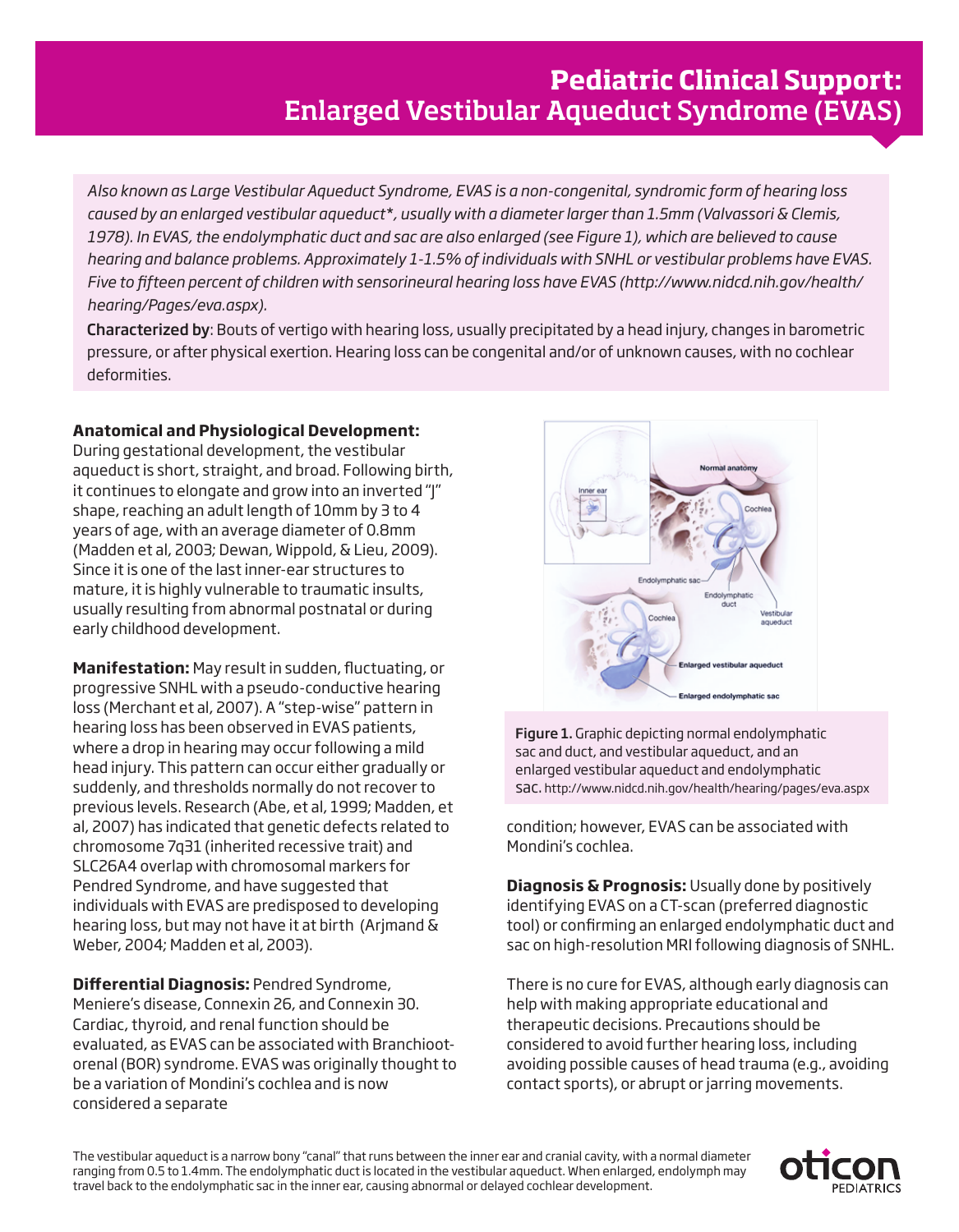# Pediatric Clinical Support: Enlarged Vestibular Aqueduct Syndrome (EVAS)

*Also known as Large Vestibular Aqueduct Syndrome, EVAS is a non-congenital, syndromic form of hearing loss caused by an enlarged vestibular aqueduct*, usually with a diameter larger than 1.5mm (Valvassori & Clemis, 1978). In EVAS, the endolymphatic duct and sac are also enlarged (see Figure 1), which are believed to cause hearing and balance problems. Approximately 1-1.5% of individuals with SNHL or vestibular problems have EVAS. Five to fifteen percent of children with sensorineural hearing loss have EVAS (http://www.nidcd.nih.gov/health/hearing/Pages/eva.aspx).*

**Characterized by**: Bouts of vertigo with hearing loss, usually precipitated by a head injury, changes in barometric pressure, or after physical exertion. Hearing loss can be congenital and/or of unknown causes, with no cochlear deformities.

**Anatomical and Physiological Development:** During gestational development, the vestibular aqueduct is short, straight, and broad. Following birth, it continues to elongate and grow into an inverted "J" shape, reaching an adult length of 10mm by 3 to 4 years of age, with an average diameter of 0.8mm (Madden et al, 2003; Dewan, Wippold, & Lieu, 2009). Since it is one of the last inner-ear structures to mature, it is highly vulnerable to traumatic insults, usually resulting from abnormal postnatal or during early childhood development.

**Manifestation:** May result in sudden, fluctuating, or progressive SNHL with a pseudo-conductive hearing loss (Merchant et al, 2007). A "step-wise" pattern in hearing loss has been observed in EVAS patients, where a drop in hearing may occur following a mild head injury. This pattern can occur either gradually or suddenly, and thresholds normally do not recover to previous levels. Research (Abe, et al, 1999; Madden, et al, 2007) has indicated that genetic defects related to chromosome 7q31 (inherited recessive trait) and SLC26A4 overlap with chromosomal markers for Pendred Syndrome, and have suggested that individuals with EVAS are predisposed to developing hearing loss, but may not have it at birth (Arjmand & Weber, 2004; Madden et al, 2003).

**Differential Diagnosis:** Pendred Syndrome, Meniere's disease, Connexin 26, and Connexin 30. Cardiac, thyroid, and renal function should be evaluated, as EVAS can be associated with Branchio-oto-renal (BOR) syndrome. EVAS was originally thought to be a variation of Mondini's cochlea and is now considered a separate condition; however, EVAS can be associated with Mondini's cochlea.

**Figure 1.** Graphic depicting normal endolymphatic sac and duct, and vestibular aqueduct, and an enlarged vestibular aqueduct and endolymphatic sac. http://www.nidcd.nih.gov/health/hearing/pages/eva.aspx

**Diagnosis & Prognosis:** Usually done by positively identifying EVAS on a CT-scan (preferred diagnostic tool) or confirming an enlarged endolymphatic duct and sac on high-resolution MRI following diagnosis of SNHL.

There is no cure for EVAS, although early diagnosis can help with making appropriate educational and therapeutic decisions. Precautions should be considered to avoid further hearing loss, including avoiding possible causes of head trauma (e.g., avoiding contact sports), or abrupt or jarring movements.

*The vestibular aqueduct is a narrow bony "canal" that runs between the inner ear and cranial cavity, with a normal diameter ranging from 0.5 to 1.4mm. The endolymphatic duct is located in the vestibular aqueduct. When enlarged, endolymph may travel back to the endolymphatic sac in the inner ear, causing abnormal or delayed cochlear development.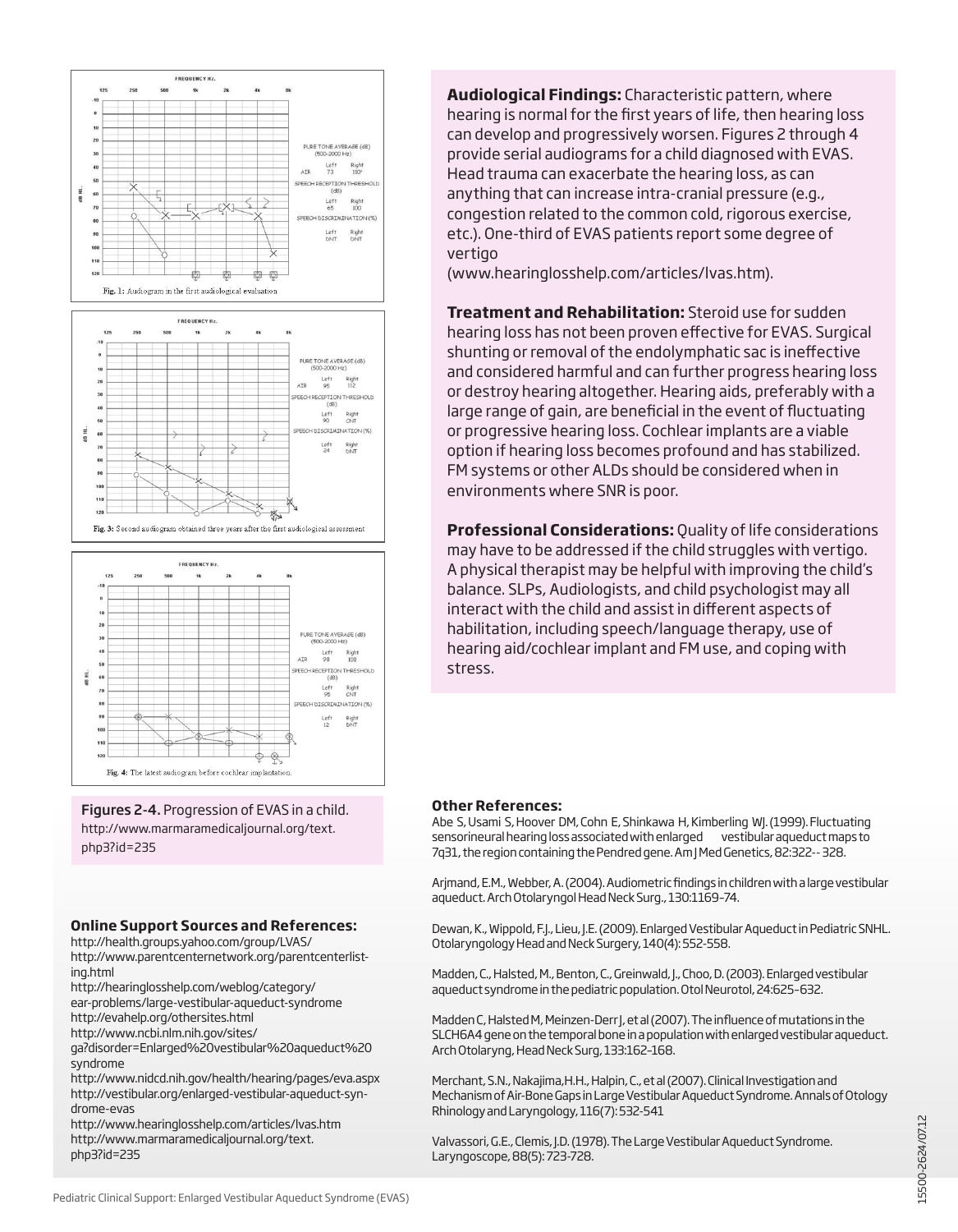FREQUENCY Hz.

125 250 500 1k 2k 4k 8k

dB HL.

PURE TONE AVERAGE (dB) (500-2000 Hz)
AIR Left 73 Right 110*

SPEECH RECEPTION THRESHOLD (dB)
Left 65 Right 100

SPEECH DISCRIMINATION (%)
Left DNT Right DNT

Fig. 1: Audiogram in the first audiological evaluation

FREQUENCY Hz.

125 250 500 1k 2k 4k 8k

dB HL.

PURE TONE AVERAGE (dB) (500-2000 Hz)
AIR Left 95 Right 112

SPEECH RECEPTION THRESHOLD (dB)
Left 90 Right CNT

SPEECH DISCRIMINATION (%)
Left 24 Right DNT

Fig. 3: Second audiogram obtained three years after the first audiological assessment

FREQUENCY Hz.

125 250 500 1k 2k 4k 8k

dB HL.

PURE TONE AVERAGE (dB) (500-2000 Hz)
AIR Left 98 Right 108

SPEECH RECEPTION THRESHOLD (dB)
Left 95 Right CNT

SPEECH DISCRIMINATION (%)
Left 12 Right DNT

Fig. 4: The latest audiogram before cochlear implantation.

**Figures 2-4.** Progression of EVAS in a child. http://www.marmaramedicaljournal.org/text.php3?id=235

**Audiological Findings:** Characteristic pattern, where hearing is normal for the first years of life, then hearing loss can develop and progressively worsen. Figures 2 through 4 provide serial audiograms for a child diagnosed with EVAS. Head trauma can exacerbate the hearing loss, as can anything that can increase intra-cranial pressure (e.g., congestion related to the common cold, rigorous exercise, etc.). One-third of EVAS patients report some degree of vertigo (www.hearinglosshelp.com/articles/lvas.htm).

**Treatment and Rehabilitation:** Steroid use for sudden hearing loss has not been proven effective for EVAS. Surgical shunting or removal of the endolymphatic sac is ineffective and considered harmful and can further progress hearing loss or destroy hearing altogether. Hearing aids, preferably with a large range of gain, are beneficial in the event of fluctuating or progressive hearing loss. Cochlear implants are a viable option if hearing loss becomes profound and has stabilized. FM systems or other ALDs should be considered when in environments where SNR is poor.

**Professional Considerations:** Quality of life considerations may have to be addressed if the child struggles with vertigo. A physical therapist may be helpful with improving the child's balance. SLPs, Audiologists, and child psychologist may all interact with the child and assist in different aspects of habilitation, including speech/language therapy, use of hearing aid/cochlear implant and FM use, and coping with stress.

### Online Support Sources and References:

http://health.groups.yahoo.com/group/LVAS/
http://www.parentcenternetwork.org/parentcenterlisting.html
http://hearinglosshelp.com/weblog/category/ear-problems/large-vestibular-aqueduct-syndrome
http://evahelp.org/othersites.html
http://www.ncbi.nlm.nih.gov/sites/ga?disorder=Enlarged%20vestibular%20aqueduct%20syndrome
http://www.nidcd.nih.gov/health/hearing/pages/eva.aspx
http://vestibular.org/enlarged-vestibular-aqueduct-syndrome-evas
http://www.hearinglosshelp.com/articles/lvas.htm
http://www.marmaramedicaljournal.org/text.php3?id=235

### Other References:

Abe S, Usami S, Hoover DM, Cohn E, Shinkawa H, Kimberling WJ. (1999). Fluctuating sensorineural hearing loss associated with enlarged vestibular aqueduct maps to 7q31, the region containing the Pendred gene. Am J Med Genetics, 82:322-- 328.

Arjmand, E.M., Webber, A. (2004). Audiometric findings in children with a large vestibular aqueduct. Arch Otolaryngol Head Neck Surg., 130:1169–74.

Dewan, K., Wippold, F.J., Lieu, J.E. (2009). Enlarged Vestibular Aqueduct in Pediatric SNHL. Otolaryngology Head and Neck Surgery, 140(4): 552-558.

Madden, C., Halsted, M., Benton, C., Greinwald, J., Choo, D. (2003). Enlarged vestibular aqueduct syndrome in the pediatric population. Otol Neurotol, 24:625–632.

Madden C, Halsted M, Meinzen-Derr J, et al (2007). The influence of mutations in the SLCH6A4 gene on the temporal bone in a population with enlarged vestibular aqueduct. Arch Otolaryng, Head Neck Surg, 133:162-168.

Merchant, S.N., Nakajima, H.H., Halpin, C., et al (2007). Clinical Investigation and Mechanism of Air-Bone Gaps in Large Vestibular Aqueduct Syndrome. Annals of Otology Rhinology and Laryngology, 116(7): 532-541

Valvassori, G.E., Clemis, J.D. (1978). The Large Vestibular Aqueduct Syndrome. Laryngoscope, 88(5): 723-728.